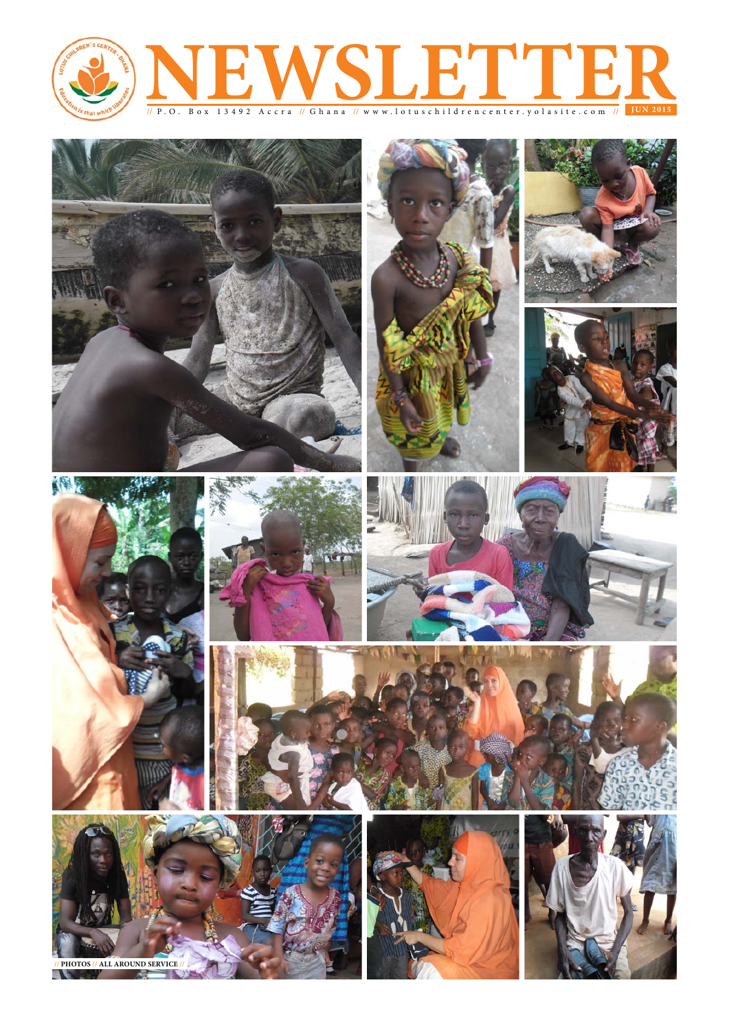# NEWSLETTER

// P.O. Box 13492 Accra // Ghana // www.lotuschildrencenter.yolasite.com // JUN 2015

// PHOTOS // ALL AROUND SERVICE //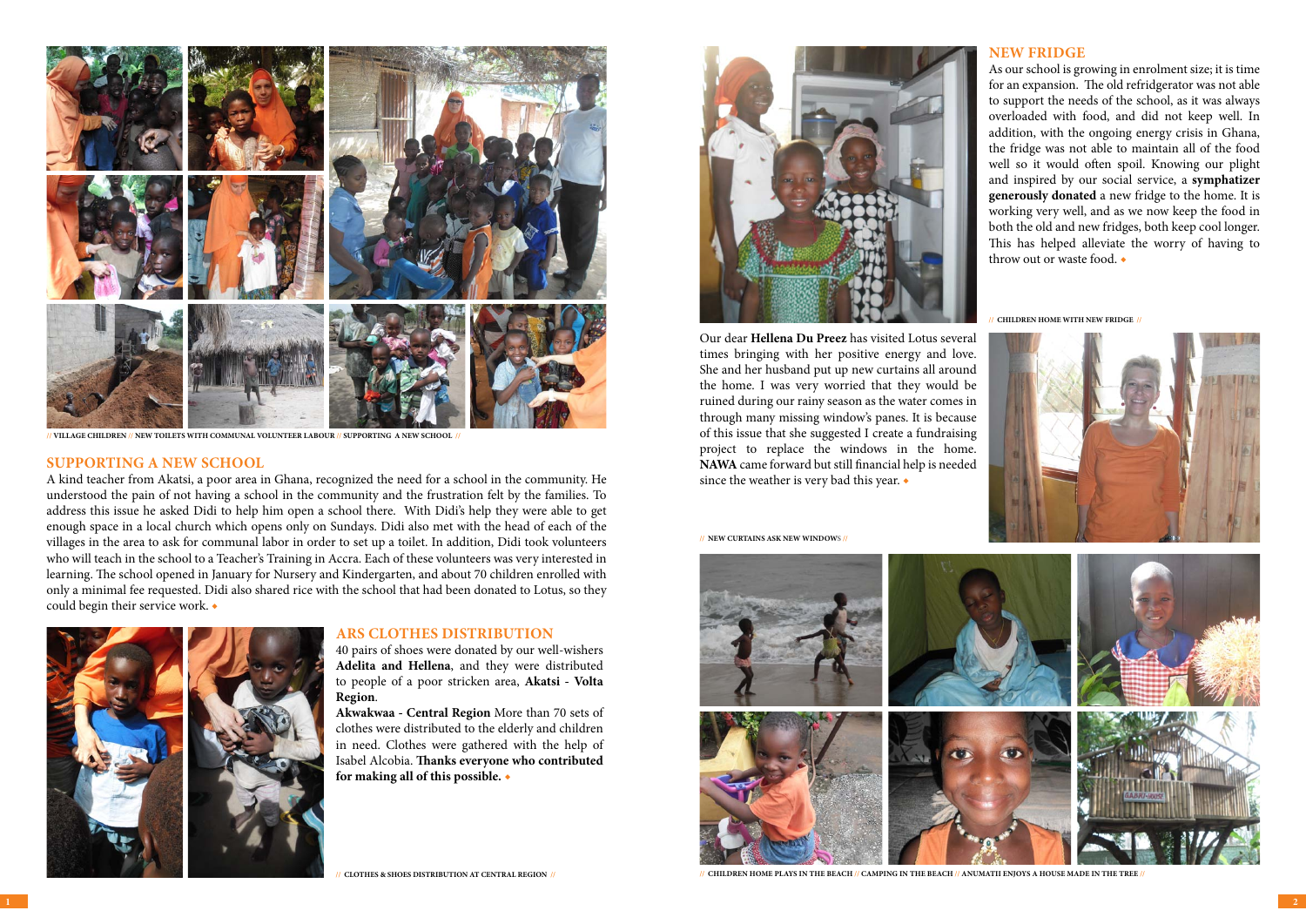// VILLAGE CHILDREN // NEW TOILETS WITH COMMUNAL VOLUNTEER LABOUR // SUPPORTING A NEW SCHOOL //

## SUPPORTING A NEW SCHOOL

A kind teacher from Akatsi, a poor area in Ghana, recognized the need for a school in the community. He understood the pain of not having a school in the community and the frustration felt by the families. To address this issue he asked Didi to help him open a school there. With Didi's help they were able to get enough space in a local church which opens only on Sundays. Didi also met with the head of each of the villages in the area to ask for communal labor in order to set up a toilet. In addition, Didi took volunteers who will teach in the school to a Teacher's Training in Accra. Each of these volunteers was very interested in learning. The school opened in January for Nursery and Kindergarten, and about 70 children enrolled with only a minimal fee requested. Didi also shared rice with the school that had been donated to Lotus, so they could begin their service work. ◆

## ARS CLOTHES DISTRIBUTION

40 pairs of shoes were donated by our well-wishers **Adelita and Hellena**, and they were distributed to people of a poor stricken area, **Akatsi - Volta Region**.

**Akwakwaa - Central Region** More than 70 sets of clothes were distributed to the elderly and children in need. Clothes were gathered with the help of Isabel Alcobia. **Thanks everyone who contributed for making all of this possible.** ◆

// CLOTHES & SHOES DISTRIBUTION AT CENTRAL REGION //

## NEW FRIDGE

As our school is growing in enrolment size; it is time for an expansion. The old refridgerator was not able to support the needs of the school, as it was always overloaded with food, and did not keep well. In addition, with the ongoing energy crisis in Ghana, the fridge was not able to maintain all of the food well so it would often spoil. Knowing our plight and inspired by our social service, a **symphatizer generously donated** a new fridge to the home. It is working very well, and as we now keep the food in both the old and new fridges, both keep cool longer. This has helped alleviate the worry of having to throw out or waste food. ◆

// CHILDREN HOME WITH NEW FRIDGE //

Our dear **Hellena Du Preez** has visited Lotus several times bringing with her positive energy and love. She and her husband put up new curtains all around the home. I was very worried that they would be ruined during our rainy season as the water comes in through many missing window's panes. It is because of this issue that she suggested I create a fundraising project to replace the windows in the home. **NAWA** came forward but still financial help is needed since the weather is very bad this year. ◆

// NEW CURTAINS ASK NEW WINDOWS //

// CHILDREN HOME PLAYS IN THE BEACH // CAMPING IN THE BEACH // ANUMATII ENJOYS A HOUSE MADE IN THE TREE //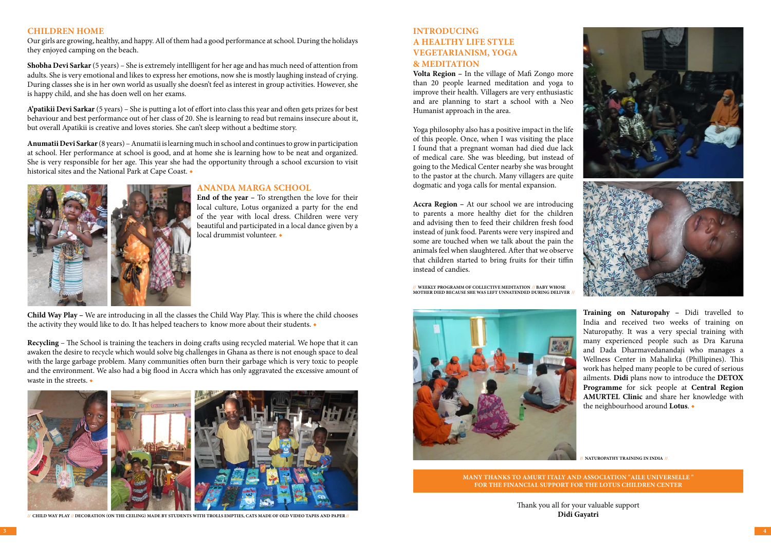## CHILDREN HOME

Our girls are growing, healthy, and happy. All of them had a good performance at school. During the holidays they enjoyed camping on the beach.

**Shobha Devi Sarkar** (5 years) – She is extremely intellligent for her age and has much need of attention from adults. She is very emotional and likes to express her emotions, now she is mostly laughing instead of crying. During classes she is in her own world as usually she doesn't feel as interest in group activities. However, she is happy child, and she has doen well on her exams.

**A'patikii Devi Sarkar** (5 years) – She is putting a lot of effort into class this year and often gets prizes for best behaviour and best performance out of her class of 20. She is learning to read but remains insecure about it, but overall Apatikii is creative and loves stories. She can't sleep without a bedtime story.

**Anumatii Devi Sarkar** (8 years) – Anumatii is learning much in school and continues to grow in participation at school. Her performance at school is good, and at home she is learning how to be neat and organized. She is very responsible for her age. This year she had the opportunity through a school excursion to visit historical sites and the National Park at Cape Coast. ◆

## ANANDA MARGA SCHOOL

**End of the year** – To strengthen the love for their local culture, Lotus organized a party for the end of the year with local dress. Children were very beautiful and participated in a local dance given by a local drummist volunteer. ◆

**Child Way Play** – We are introducing in all the classes the Child Way Play. This is where the child chooses the activity they would like to do. It has helped teachers to know more about their students. ◆

**Recycling** – The School is training the teachers in doing crafts using recycled material. We hope that it can awaken the desire to recycle which would solve big challenges in Ghana as there is not enough space to deal with the large garbage problem. Many communities often burn their garbage which is very toxic to people and the environment. We also had a big flood in Accra which has only aggravated the excessive amount of waste in the streets. ◆

// CHILD WAY PLAY // DECORATION (ON THE CEILING) MADE BY STUDENTS WITH TROLLS EMPTIES, CATS MADE OF OLD VIDEO TAPES AND PAPER //

## INTRODUCING A HEALTHY LIFE STYLE VEGETARIANISM, YOGA & MEDITATION

**Volta Region** – In the village of Mafi Zongo more than 20 people learned meditation and yoga to improve their health. Villagers are very enthusiastic and are planning to start a school with a Neo Humanist approach in the area.

Yoga philosophy also has a positive impact in the life of this people. Once, when I was visiting the place I found that a pregnant woman had died due lack of medical care. She was bleeding, but instead of going to the Medical Center nearby she was brought to the pastor at the church. Many villagers are quite dogmatic and yoga calls for mental expansion.

**Accra Region** – At our school we are introducing to parents a more healthy diet for the children and advising then to feed their children fresh food instead of junk food. Parents were very inspired and some are touched when we talk about the pain the animals feel when slaughtered. After that we observe that children started to bring fruits for their tiffin instead of candies.

// WEEKLY PROGRAMM OF COLLECTIVE MEDITATION // BABY WHOSE MOTHER DIED BECAUSE SHE WAS LEFT UNNATENDED DURING DELIVER //

**Training on Naturopahy** – Didi travelled to India and received two weeks of training on Naturopathy. It was a very special training with many experienced people such as Dra Karuna and Dada Dharmavedanandaji who manages a Wellness Center in Mahalirka (Phillipines). This work has helped many people to be cured of serious ailments. **Didi** plans now to introduce the **DETOX Programme** for sick people at **Central Region AMURTEL Clinic** and share her knowledge with the neighbourhood around **Lotus**. ◆

// NATUROPATHY TRAINING IN INDIA //

**MANY THANKS TO AMURT ITALY AND ASSOCIATION "AILE UNIVERSELLE " FOR THE FINANCIAL SUPPORT FOR THE LOTUS CHILDREN CENTER**

Thank you all for your valuable support
**Didi Gayatri**